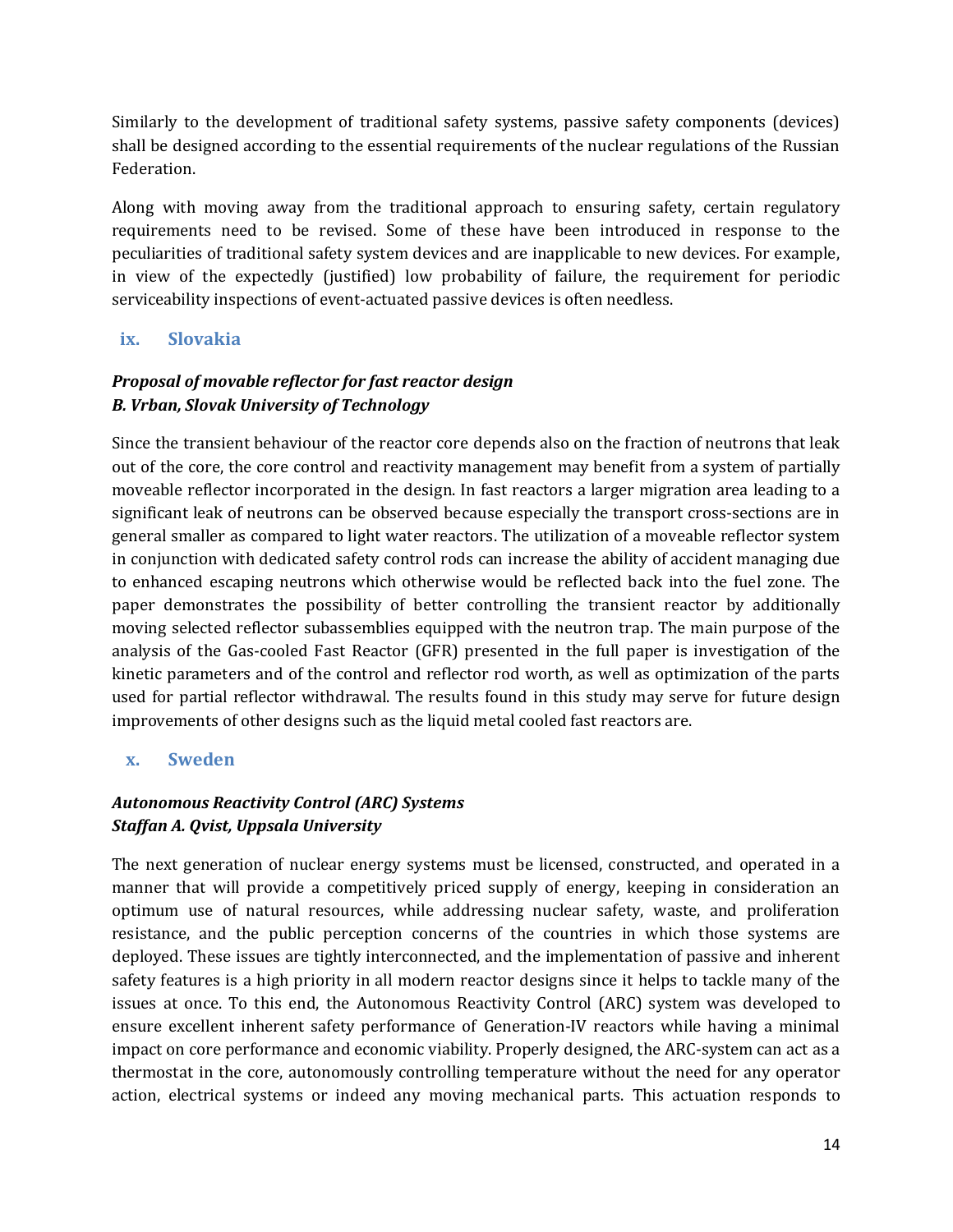Similarly to the development of traditional safety systems, passive safety components (devices) shall be designed according to the essential requirements of the nuclear regulations of the Russian Federation.

Along with moving away from the traditional approach to ensuring safety, certain regulatory requirements need to be revised. Some of these have been introduced in response to the peculiarities of traditional safety system devices and are inapplicable to new devices. For example, in view of the expectedly (justified) low probability of failure, the requirement for periodic serviceability inspections of event-actuated passive devices is often needless.

### ix. Slovakia

***Proposal of movable reflector for fast reactor design***
***B. Vrban, Slovak University of Technology***

Since the transient behaviour of the reactor core depends also on the fraction of neutrons that leak out of the core, the core control and reactivity management may benefit from a system of partially moveable reflector incorporated in the design. In fast reactors a larger migration area leading to a significant leak of neutrons can be observed because especially the transport cross-sections are in general smaller as compared to light water reactors. The utilization of a moveable reflector system in conjunction with dedicated safety control rods can increase the ability of accident managing due to enhanced escaping neutrons which otherwise would be reflected back into the fuel zone. The paper demonstrates the possibility of better controlling the transient reactor by additionally moving selected reflector subassemblies equipped with the neutron trap. The main purpose of the analysis of the Gas-cooled Fast Reactor (GFR) presented in the full paper is investigation of the kinetic parameters and of the control and reflector rod worth, as well as optimization of the parts used for partial reflector withdrawal. The results found in this study may serve for future design improvements of other designs such as the liquid metal cooled fast reactors are.

### x. Sweden

***Autonomous Reactivity Control (ARC) Systems***
***Staffan A. Qvist, Uppsala University***

The next generation of nuclear energy systems must be licensed, constructed, and operated in a manner that will provide a competitively priced supply of energy, keeping in consideration an optimum use of natural resources, while addressing nuclear safety, waste, and proliferation resistance, and the public perception concerns of the countries in which those systems are deployed. These issues are tightly interconnected, and the implementation of passive and inherent safety features is a high priority in all modern reactor designs since it helps to tackle many of the issues at once. To this end, the Autonomous Reactivity Control (ARC) system was developed to ensure excellent inherent safety performance of Generation-IV reactors while having a minimal impact on core performance and economic viability. Properly designed, the ARC-system can act as a thermostat in the core, autonomously controlling temperature without the need for any operator action, electrical systems or indeed any moving mechanical parts. This actuation responds to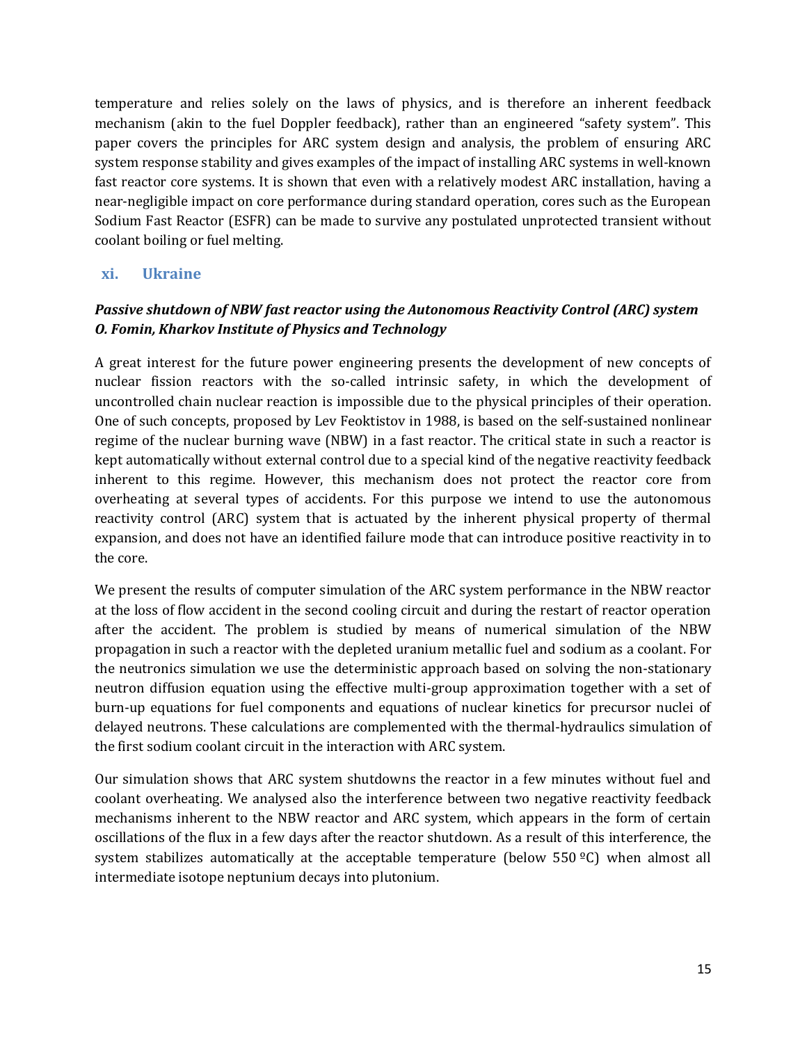temperature and relies solely on the laws of physics, and is therefore an inherent feedback mechanism (akin to the fuel Doppler feedback), rather than an engineered "safety system". This paper covers the principles for ARC system design and analysis, the problem of ensuring ARC system response stability and gives examples of the impact of installing ARC systems in well-known fast reactor core systems. It is shown that even with a relatively modest ARC installation, having a near-negligible impact on core performance during standard operation, cores such as the European Sodium Fast Reactor (ESFR) can be made to survive any postulated unprotected transient without coolant boiling or fuel melting.

### xi. Ukraine

***Passive shutdown of NBW fast reactor using the Autonomous Reactivity Control (ARC) system***
***O. Fomin, Kharkov Institute of Physics and Technology***

A great interest for the future power engineering presents the development of new concepts of nuclear fission reactors with the so-called intrinsic safety, in which the development of uncontrolled chain nuclear reaction is impossible due to the physical principles of their operation. One of such concepts, proposed by Lev Feoktistov in 1988, is based on the self-sustained nonlinear regime of the nuclear burning wave (NBW) in a fast reactor. The critical state in such a reactor is kept automatically without external control due to a special kind of the negative reactivity feedback inherent to this regime. However, this mechanism does not protect the reactor core from overheating at several types of accidents. For this purpose we intend to use the autonomous reactivity control (ARC) system that is actuated by the inherent physical property of thermal expansion, and does not have an identified failure mode that can introduce positive reactivity in to the core.

We present the results of computer simulation of the ARC system performance in the NBW reactor at the loss of flow accident in the second cooling circuit and during the restart of reactor operation after the accident. The problem is studied by means of numerical simulation of the NBW propagation in such a reactor with the depleted uranium metallic fuel and sodium as a coolant. For the neutronics simulation we use the deterministic approach based on solving the non-stationary neutron diffusion equation using the effective multi-group approximation together with a set of burn-up equations for fuel components and equations of nuclear kinetics for precursor nuclei of delayed neutrons. These calculations are complemented with the thermal-hydraulics simulation of the first sodium coolant circuit in the interaction with ARC system.

Our simulation shows that ARC system shutdowns the reactor in a few minutes without fuel and coolant overheating. We analysed also the interference between two negative reactivity feedback mechanisms inherent to the NBW reactor and ARC system, which appears in the form of certain oscillations of the flux in a few days after the reactor shutdown. As a result of this interference, the system stabilizes automatically at the acceptable temperature (below 550 ºC) when almost all intermediate isotope neptunium decays into plutonium.